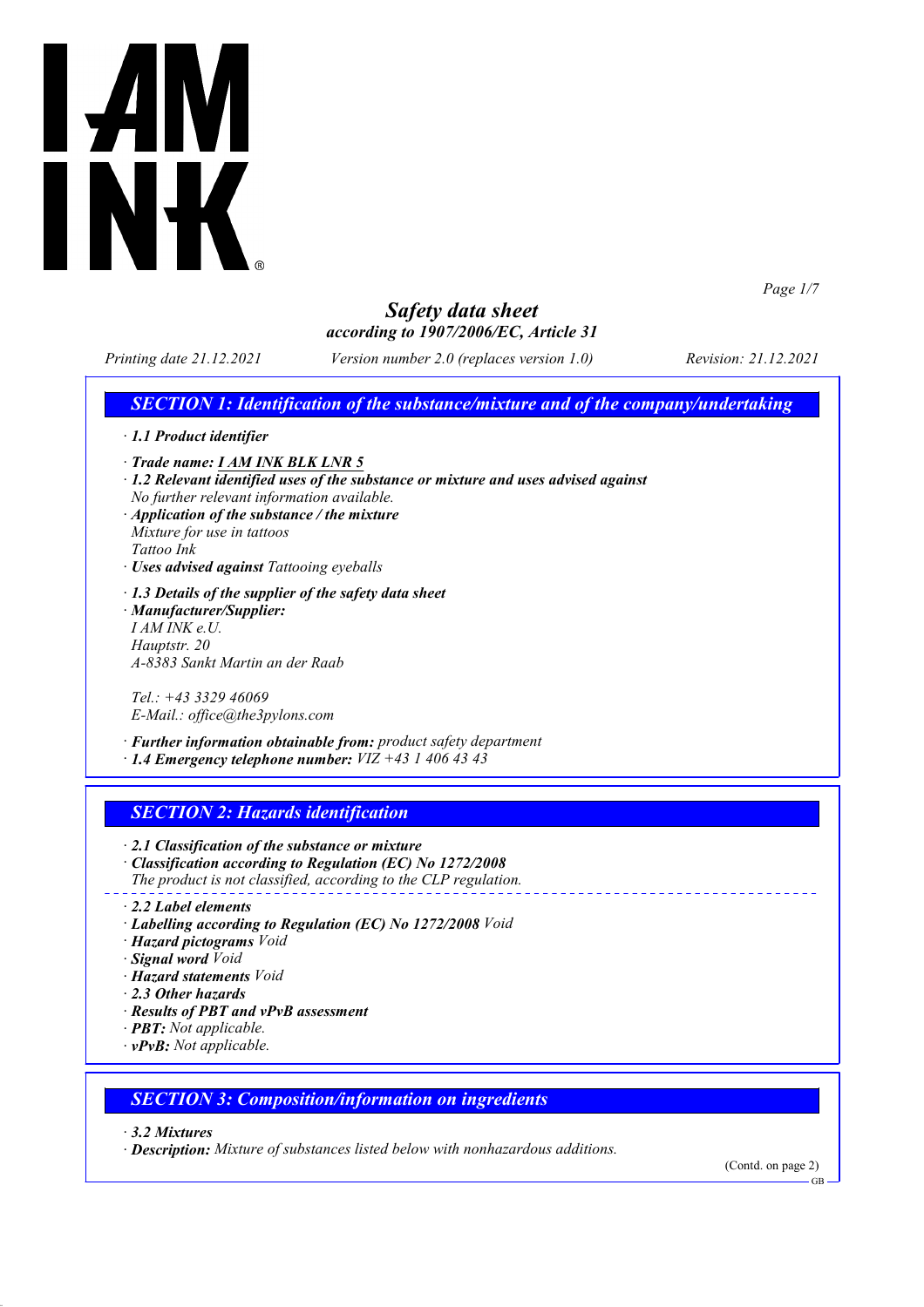# Safety data sheet

*according to 1907/2006/EC, Article 31*

*Printing date 21.12.2021* *Version number 2.0 (replaces version 1.0)* *Revision: 21.12.2021*

## SECTION 1: Identification of the substance/mixture and of the company/undertaking

· **1.1 Product identifier**

· **Trade name: I AM INK BLK LNR 5**

· **1.2 Relevant identified uses of the substance or mixture and uses advised against**
No further relevant information available.

· **Application of the substance / the mixture**
Mixture for use in tattoos
Tattoo Ink

· **Uses advised against** Tattooing eyeballs

· **1.3 Details of the supplier of the safety data sheet**

· **Manufacturer/Supplier:**
I AM INK e.U.
Hauptstr. 20
A-8383 Sankt Martin an der Raab

Tel.: +43 3329 46069
E-Mail.: office@the3pylons.com

· **Further information obtainable from:** product safety department

· **1.4 Emergency telephone number:** VIZ +43 1 406 43 43

## SECTION 2: Hazards identification

· **2.1 Classification of the substance or mixture**

· **Classification according to Regulation (EC) No 1272/2008**
The product is not classified, according to the CLP regulation.

· **2.2 Label elements**

· **Labelling according to Regulation (EC) No 1272/2008** Void

· **Hazard pictograms** Void

· **Signal word** Void

· **Hazard statements** Void

· **2.3 Other hazards**

· **Results of PBT and vPvB assessment**

· **PBT:** Not applicable.

· **vPvB:** Not applicable.

## SECTION 3: Composition/information on ingredients

· **3.2 Mixtures**

· **Description:** Mixture of substances listed below with nonhazardous additions.

(Contd. on page 2)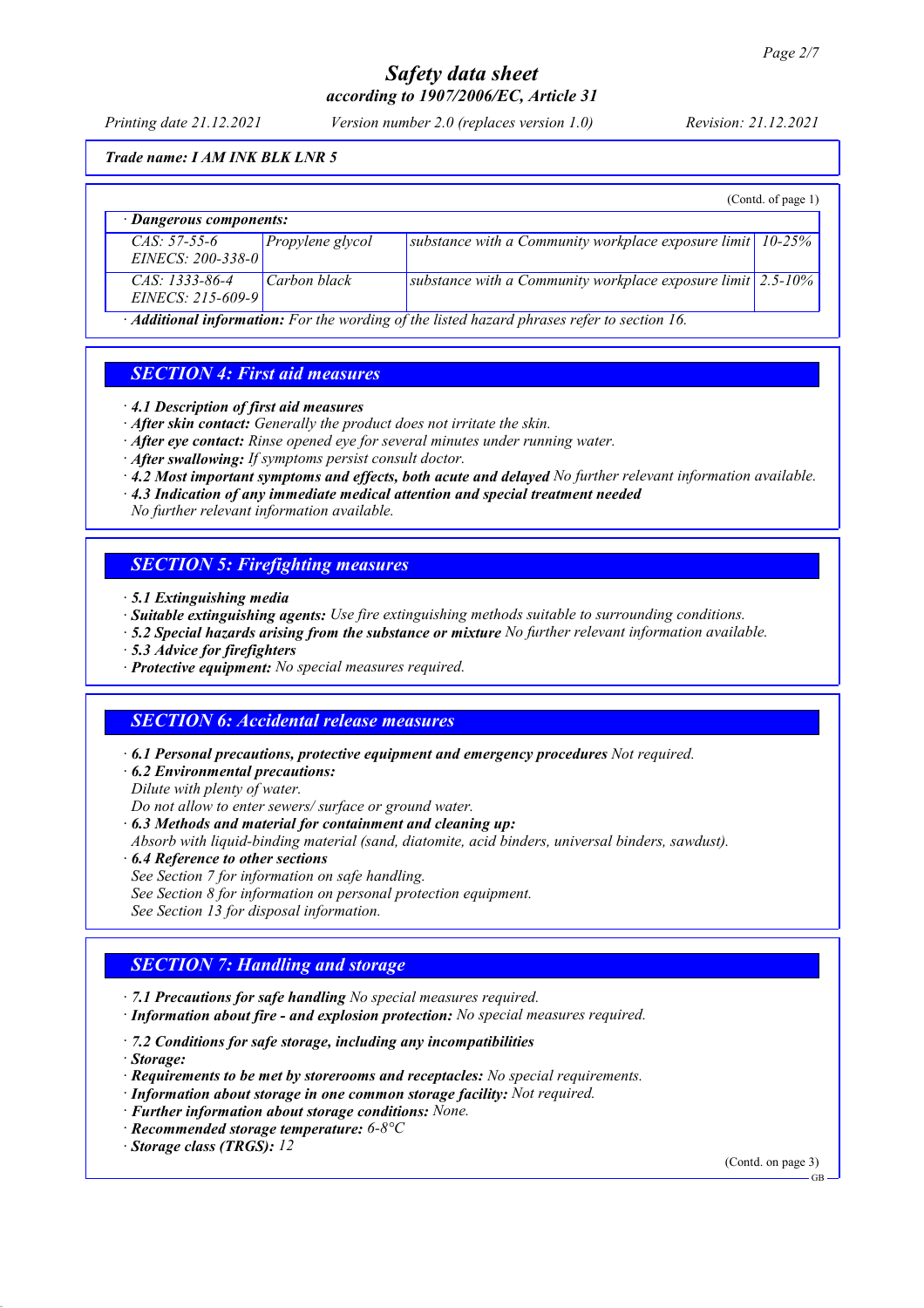*Trade name: I AM INK BLK LNR 5*

(Contd. of page 1)

| · **Dangerous components:** | | | |
|---|---|---|---|
| CAS: 57-55-6<br>EINECS: 200-338-0 | Propylene glycol | substance with a Community workplace exposure limit | 10-25% |
| CAS: 1333-86-4<br>EINECS: 215-609-9 | Carbon black | substance with a Community workplace exposure limit | 2.5-10% |

· **Additional information:** For the wording of the listed hazard phrases refer to section 16.

## SECTION 4: First aid measures

· **4.1 Description of first aid measures**
· **After skin contact:** Generally the product does not irritate the skin.
· **After eye contact:** Rinse opened eye for several minutes under running water.
· **After swallowing:** If symptoms persist consult doctor.
· **4.2 Most important symptoms and effects, both acute and delayed** No further relevant information available.
· **4.3 Indication of any immediate medical attention and special treatment needed**
No further relevant information available.

## SECTION 5: Firefighting measures

· **5.1 Extinguishing media**
· **Suitable extinguishing agents:** Use fire extinguishing methods suitable to surrounding conditions.
· **5.2 Special hazards arising from the substance or mixture** No further relevant information available.
· **5.3 Advice for firefighters**
· **Protective equipment:** No special measures required.

## SECTION 6: Accidental release measures

· **6.1 Personal precautions, protective equipment and emergency procedures** Not required.
· **6.2 Environmental precautions:**
Dilute with plenty of water.
Do not allow to enter sewers/ surface or ground water.
· **6.3 Methods and material for containment and cleaning up:**
Absorb with liquid-binding material (sand, diatomite, acid binders, universal binders, sawdust).
· **6.4 Reference to other sections**
See Section 7 for information on safe handling.
See Section 8 for information on personal protection equipment.
See Section 13 for disposal information.

## SECTION 7: Handling and storage

· **7.1 Precautions for safe handling** No special measures required.
· **Information about fire - and explosion protection:** No special measures required.

· **7.2 Conditions for safe storage, including any incompatibilities**
· **Storage:**
· **Requirements to be met by storerooms and receptacles:** No special requirements.
· **Information about storage in one common storage facility:** Not required.
· **Further information about storage conditions:** None.
· **Recommended storage temperature:** 6-8°C
· **Storage class (TRGS):** 12

(Contd. on page 3)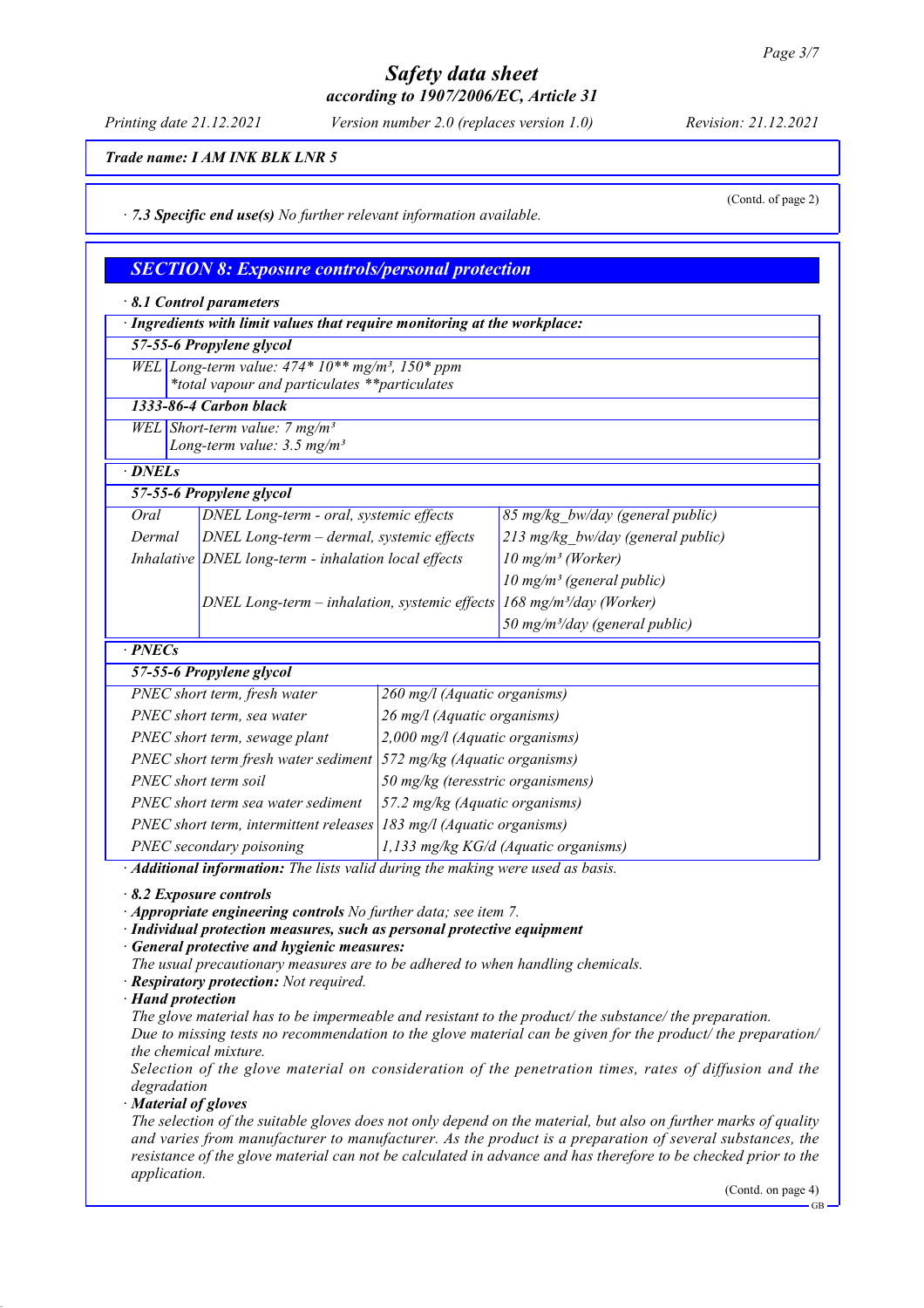**Trade name: I AM INK BLK LNR 5**

(Contd. of page 2)

· **7.3 Specific end use(s)** No further relevant information available.

## SECTION 8: Exposure controls/personal protection

· **8.1 Control parameters**

· **Ingredients with limit values that require monitoring at the workplace:**

| **57-55-6 Propylene glycol** | |
|---|---|
| WEL | Long-term value: 474* 10** mg/m³, 150* ppm<br>*total vapour and particulates **particulates |
| **1333-86-4 Carbon black** | |
| WEL | Short-term value: 7 mg/m³<br>Long-term value: 3.5 mg/m³ |

· **DNELs**

| **57-55-6 Propylene glycol** | | |
|---|---|---|
| Oral | DNEL Long-term - oral, systemic effects | 85 mg/kg_bw/day (general public) |
| Dermal | DNEL Long-term – dermal, systemic effects | 213 mg/kg_bw/day (general public) |
| Inhalative | DNEL long-term - inhalation local effects | 10 mg/m³ (Worker) |
| | | 10 mg/m³ (general public) |
| | DNEL Long-term – inhalation, systemic effects | 168 mg/m³/day (Worker) |
| | | 50 mg/m³/day (general public) |

· **PNECs**

| **57-55-6 Propylene glycol** | |
|---|---|
| PNEC short term, fresh water | 260 mg/l (Aquatic organisms) |
| PNEC short term, sea water | 26 mg/l (Aquatic organisms) |
| PNEC short term, sewage plant | 2,000 mg/l (Aquatic organisms) |
| PNEC short term fresh water sediment | 572 mg/kg (Aquatic organisms) |
| PNEC short term soil | 50 mg/kg (teresstric organismens) |
| PNEC short term sea water sediment | 57.2 mg/kg (Aquatic organisms) |
| PNEC short term, intermittent releases | 183 mg/l (Aquatic organisms) |
| PNEC secondary poisoning | 1,133 mg/kg KG/d (Aquatic organisms) |

· **Additional information:** The lists valid during the making were used as basis.

· **8.2 Exposure controls**

· **Appropriate engineering controls** No further data; see item 7.

· **Individual protection measures, such as personal protective equipment**

· **General protective and hygienic measures:**

The usual precautionary measures are to be adhered to when handling chemicals.

· **Respiratory protection:** Not required.

· **Hand protection**

The glove material has to be impermeable and resistant to the product/ the substance/ the preparation.

Due to missing tests no recommendation to the glove material can be given for the product/ the preparation/ the chemical mixture.

Selection of the glove material on consideration of the penetration times, rates of diffusion and the degradation

· **Material of gloves**

The selection of the suitable gloves does not only depend on the material, but also on further marks of quality and varies from manufacturer to manufacturer. As the product is a preparation of several substances, the resistance of the glove material can not be calculated in advance and has therefore to be checked prior to the application.

(Contd. on page 4)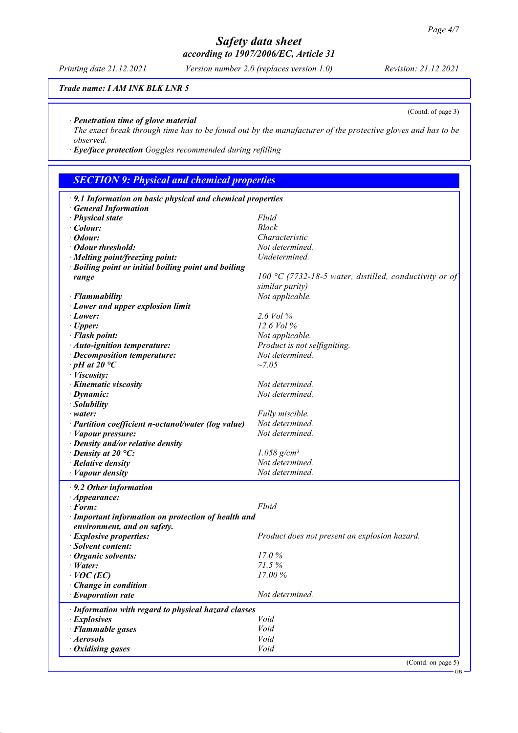**Trade name: I AM INK BLK LNR 5**

(Contd. of page 3)

· **Penetration time of glove material**
The exact break through time has to be found out by the manufacturer of the protective gloves and has to be observed.
· **Eye/face protection** Goggles recommended during refilling

## SECTION 9: Physical and chemical properties

| Property | Value |
|---|---|
| · **9.1 Information on basic physical and chemical properties** | |
| · **General Information** | |
| · **Physical state** | Fluid |
| · **Colour:** | Black |
| · **Odour:** | Characteristic |
| · **Odour threshold:** | Not determined. |
| · **Melting point/freezing point:** | Undetermined. |
| · **Boiling point or initial boiling point and boiling range** | 100 °C (7732-18-5 water, distilled, conductivity or of similar purity) |
| · **Flammability** | Not applicable. |
| · **Lower and upper explosion limit** | |
| · **Lower:** | 2.6 Vol % |
| · **Upper:** | 12.6 Vol % |
| · **Flash point:** | Not applicable. |
| · **Auto-ignition temperature:** | Product is not selfigniting. |
| · **Decomposition temperature:** | Not determined. |
| · **pH at 20 °C** | ~7.05 |
| · **Viscosity:** | |
| · **Kinematic viscosity** | Not determined. |
| · **Dynamic:** | Not determined. |
| · **Solubility** | |
| · **water:** | Fully miscible. |
| · **Partition coefficient n-octanol/water (log value)** | Not determined. |
| · **Vapour pressure:** | Not determined. |
| · **Density and/or relative density** | |
| · **Density at 20 °C:** | 1.058 g/cm³ |
| · **Relative density** | Not determined. |
| · **Vapour density** | Not determined. |
| · **9.2 Other information** | |
| · **Appearance:** | |
| · **Form:** | Fluid |
| · **Important information on protection of health and environment, and on safety.** | |
| · **Explosive properties:** | Product does not present an explosion hazard. |
| · **Solvent content:** | |
| · **Organic solvents:** | 17.0 % |
| · **Water:** | 71.5 % |
| · **VOC (EC)** | 17.00 % |
| · **Change in condition** | |
| · **Evaporation rate** | Not determined. |
| · **Information with regard to physical hazard classes** | |
| · **Explosives** | Void |
| · **Flammable gases** | Void |
| · **Aerosols** | Void |
| · **Oxidising gases** | Void |

(Contd. on page 5)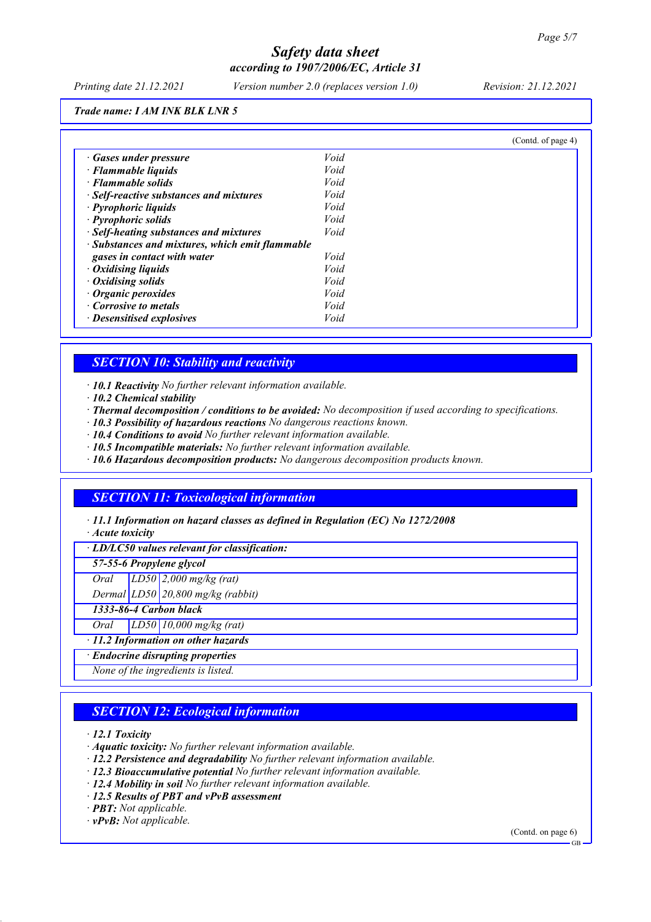Trade name: I AM INK BLK LNR 5

(Contd. of page 4)

| | |
|---|---|
| · **Gases under pressure** | Void |
| · **Flammable liquids** | Void |
| · **Flammable solids** | Void |
| · **Self-reactive substances and mixtures** | Void |
| · **Pyrophoric liquids** | Void |
| · **Pyrophoric solids** | Void |
| · **Self-heating substances and mixtures** | Void |
| · **Substances and mixtures, which emit flammable gases in contact with water** | Void |
| · **Oxidising liquids** | Void |
| · **Oxidising solids** | Void |
| · **Organic peroxides** | Void |
| · **Corrosive to metals** | Void |
| · **Desensitised explosives** | Void |

## SECTION 10: Stability and reactivity

· **10.1 Reactivity** No further relevant information available.
· **10.2 Chemical stability**
· **Thermal decomposition / conditions to be avoided:** No decomposition if used according to specifications.
· **10.3 Possibility of hazardous reactions** No dangerous reactions known.
· **10.4 Conditions to avoid** No further relevant information available.
· **10.5 Incompatible materials:** No further relevant information available.
· **10.6 Hazardous decomposition products:** No dangerous decomposition products known.

## SECTION 11: Toxicological information

· **11.1 Information on hazard classes as defined in Regulation (EC) No 1272/2008**
· **Acute toxicity**

| · **LD/LC50 values relevant for classification:** | | |
|---|---|---|
| **57-55-6 Propylene glycol** | | |
| Oral | LD50 | 2,000 mg/kg (rat) |
| Dermal | LD50 | 20,800 mg/kg (rabbit) |
| **1333-86-4 Carbon black** | | |
| Oral | LD50 | 10,000 mg/kg (rat) |

· **11.2 Information on other hazards**

· **Endocrine disrupting properties**

None of the ingredients is listed.

## SECTION 12: Ecological information

· **12.1 Toxicity**
· **Aquatic toxicity:** No further relevant information available.
· **12.2 Persistence and degradability** No further relevant information available.
· **12.3 Bioaccumulative potential** No further relevant information available.
· **12.4 Mobility in soil** No further relevant information available.
· **12.5 Results of PBT and vPvB assessment**
· **PBT:** Not applicable.
· **vPvB:** Not applicable.

(Contd. on page 6)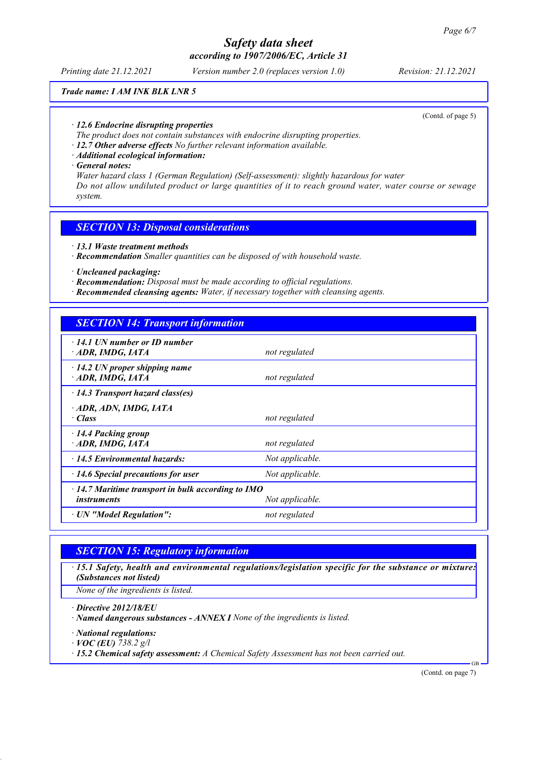**Trade name: I AM INK BLK LNR 5**

(Contd. of page 5)

· **12.6 Endocrine disrupting properties**
The product does not contain substances with endocrine disrupting properties.
· **12.7 Other adverse effects** No further relevant information available.
· **Additional ecological information:**
· **General notes:**
Water hazard class 1 (German Regulation) (Self-assessment): slightly hazardous for water
Do not allow undiluted product or large quantities of it to reach ground water, water course or sewage system.

## SECTION 13: Disposal considerations

· **13.1 Waste treatment methods**
· **Recommendation** Smaller quantities can be disposed of with household waste.

· **Uncleaned packaging:**
· **Recommendation:** Disposal must be made according to official regulations.
· **Recommended cleansing agents:** Water, if necessary together with cleansing agents.

## SECTION 14: Transport information

| | |
|---|---|
| · **14.1 UN number or ID number**<br>· **ADR, IMDG, IATA** | not regulated |
| · **14.2 UN proper shipping name**<br>· **ADR, IMDG, IATA** | not regulated |
| · **14.3 Transport hazard class(es)**<br>· **ADR, ADN, IMDG, IATA**<br>· **Class** | not regulated |
| · **14.4 Packing group**<br>· **ADR, IMDG, IATA** | not regulated |
| · **14.5 Environmental hazards:** | Not applicable. |
| · **14.6 Special precautions for user** | Not applicable. |
| · **14.7 Maritime transport in bulk according to IMO instruments** | Not applicable. |
| · **UN "Model Regulation":** | not regulated |

## SECTION 15: Regulatory information

· **15.1 Safety, health and environmental regulations/legislation specific for the substance or mixture: (Substances not listed)**
None of the ingredients is listed.

· **Directive 2012/18/EU**
· **Named dangerous substances - ANNEX I** None of the ingredients is listed.

· **National regulations:**
· **VOC (EU)** 738.2 g/l
· **15.2 Chemical safety assessment:** A Chemical Safety Assessment has not been carried out.

(Contd. on page 7)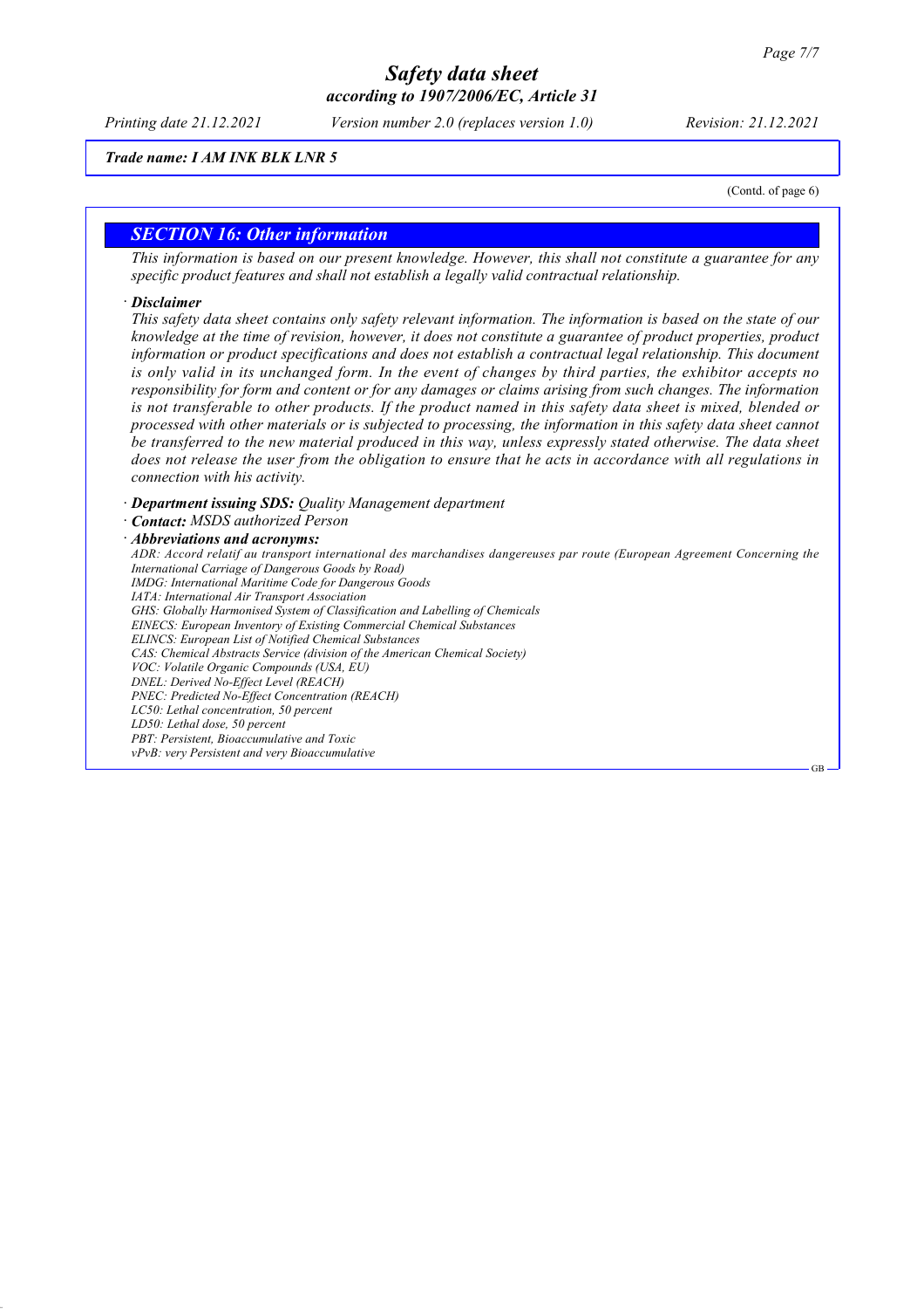*Trade name: I AM INK BLK LNR 5*

(Contd. of page 6)

## *SECTION 16: Other information*

*This information is based on our present knowledge. However, this shall not constitute a guarantee for any specific product features and shall not establish a legally valid contractual relationship.*

· ***Disclaimer***

*This safety data sheet contains only safety relevant information. The information is based on the state of our knowledge at the time of revision, however, it does not constitute a guarantee of product properties, product information or product specifications and does not establish a contractual legal relationship. This document is only valid in its unchanged form. In the event of changes by third parties, the exhibitor accepts no responsibility for form and content or for any damages or claims arising from such changes. The information is not transferable to other products. If the product named in this safety data sheet is mixed, blended or processed with other materials or is subjected to processing, the information in this safety data sheet cannot be transferred to the new material produced in this way, unless expressly stated otherwise. The data sheet does not release the user from the obligation to ensure that he acts in accordance with all regulations in connection with his activity.*

· ***Department issuing SDS:*** *Quality Management department*
· ***Contact:*** *MSDS authorized Person*
· ***Abbreviations and acronyms:***

*ADR: Accord relatif au transport international des marchandises dangereuses par route (European Agreement Concerning the International Carriage of Dangerous Goods by Road)*
*IMDG: International Maritime Code for Dangerous Goods*
*IATA: International Air Transport Association*
*GHS: Globally Harmonised System of Classification and Labelling of Chemicals*
*EINECS: European Inventory of Existing Commercial Chemical Substances*
*ELINCS: European List of Notified Chemical Substances*
*CAS: Chemical Abstracts Service (division of the American Chemical Society)*
*VOC: Volatile Organic Compounds (USA, EU)*
*DNEL: Derived No-Effect Level (REACH)*
*PNEC: Predicted No-Effect Concentration (REACH)*
*LC50: Lethal concentration, 50 percent*
*LD50: Lethal dose, 50 percent*
*PBT: Persistent, Bioaccumulative and Toxic*
*vPvB: very Persistent and very Bioaccumulative*

GB